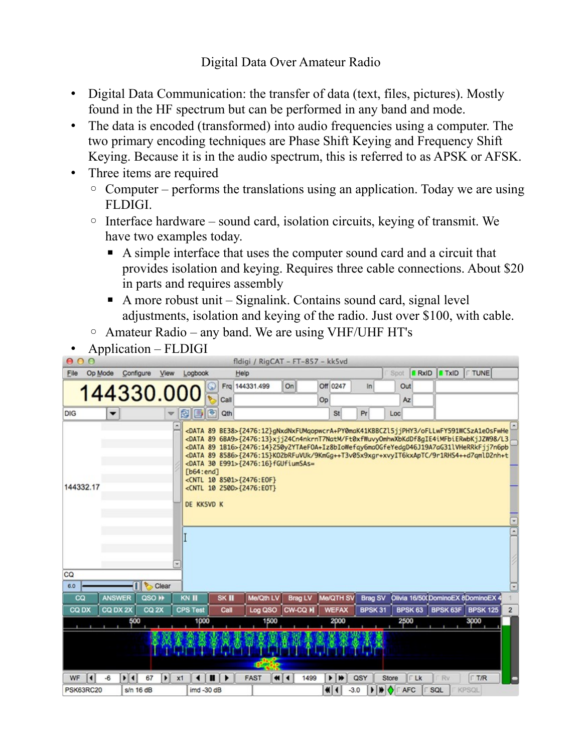# Digital Data Over Amateur Radio

- Digital Data Communication: the transfer of data (text, files, pictures). Mostly found in the HF spectrum but can be performed in any band and mode.
- The data is encoded (transformed) into audio frequencies using a computer. The two primary encoding techniques are Phase Shift Keying and Frequency Shift Keying. Because it is in the audio spectrum, this is referred to as APSK or AFSK.
- Three items are required
  - Computer – performs the translations using an application. Today we are using FLDIGI.
  - Interface hardware – sound card, isolation circuits, keying of transmit. We have two examples today.
    - A simple interface that uses the computer sound card and a circuit that provides isolation and keying. Requires three cable connections. About $20 in parts and requires assembly
    - A more robust unit – Signalink. Contains sound card, signal level adjustments, isolation and keying of the radio. Just over $100, with cable.
  - Amateur Radio – any band. We are using VHF/UHF HT's
- Application – FLDIGI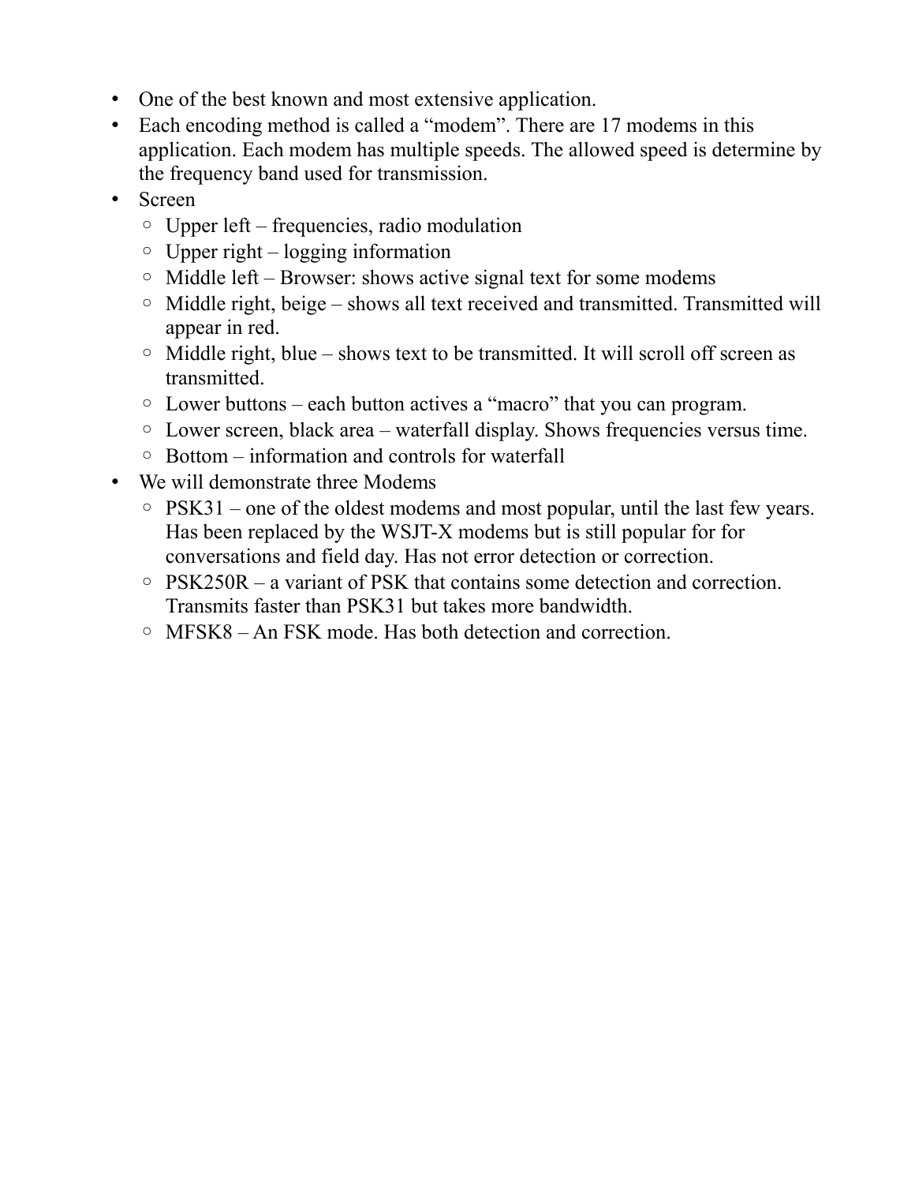- One of the best known and most extensive application.
- Each encoding method is called a "modem". There are 17 modems in this application. Each modem has multiple speeds. The allowed speed is determine by the frequency band used for transmission.
- Screen
  - Upper left – frequencies, radio modulation
  - Upper right – logging information
  - Middle left – Browser: shows active signal text for some modems
  - Middle right, beige – shows all text received and transmitted. Transmitted will appear in red.
  - Middle right, blue – shows text to be transmitted. It will scroll off screen as transmitted.
  - Lower buttons – each button actives a "macro" that you can program.
  - Lower screen, black area – waterfall display. Shows frequencies versus time.
  - Bottom – information and controls for waterfall
- We will demonstrate three Modems
  - PSK31 – one of the oldest modems and most popular, until the last few years. Has been replaced by the WSJT-X modems but is still popular for for conversations and field day. Has not error detection or correction.
  - PSK250R – a variant of PSK that contains some detection and correction. Transmits faster than PSK31 but takes more bandwidth.
  - MFSK8 – An FSK mode. Has both detection and correction.